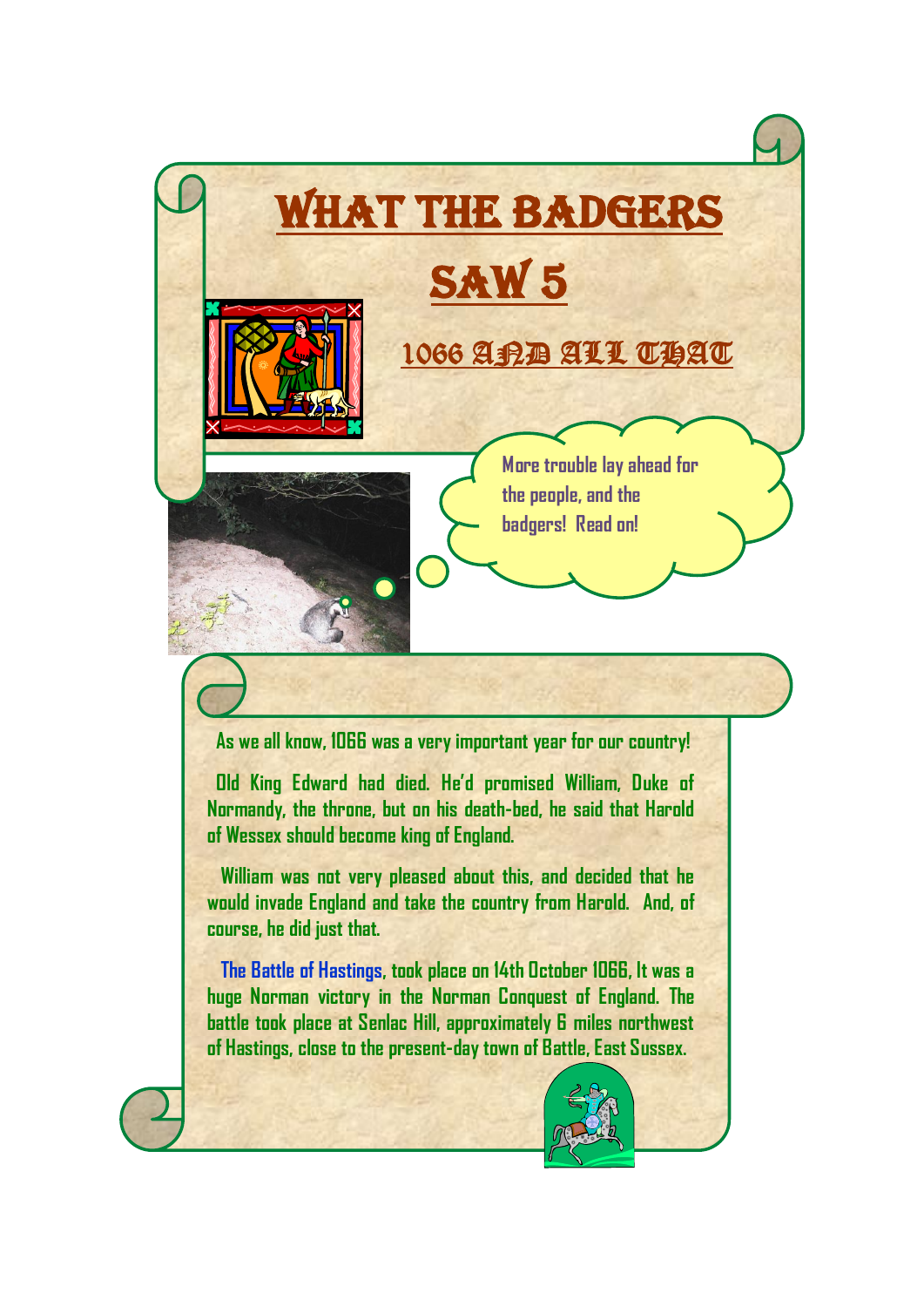# What the Badgers Saw 5

## 1066 and All That

More trouble lay ahead for the people, and the badgers! Read on!

As we all know, 1066 was a very important year for our country!

Old King Edward had died. He'd promised William, Duke of Normandy, the throne, but on his death-bed, he said that Harold of Wessex should become king of England.

William was not very pleased about this, and decided that he would invade England and take the country from Harold. And, of course, he did just that.

The Battle of Hastings, took place on 14th October 1066, It was a huge Norman victory in the Norman Conquest of England. The battle took place at Senlac Hill, approximately 6 miles northwest of Hastings, close to the present-day town of Battle, East Sussex.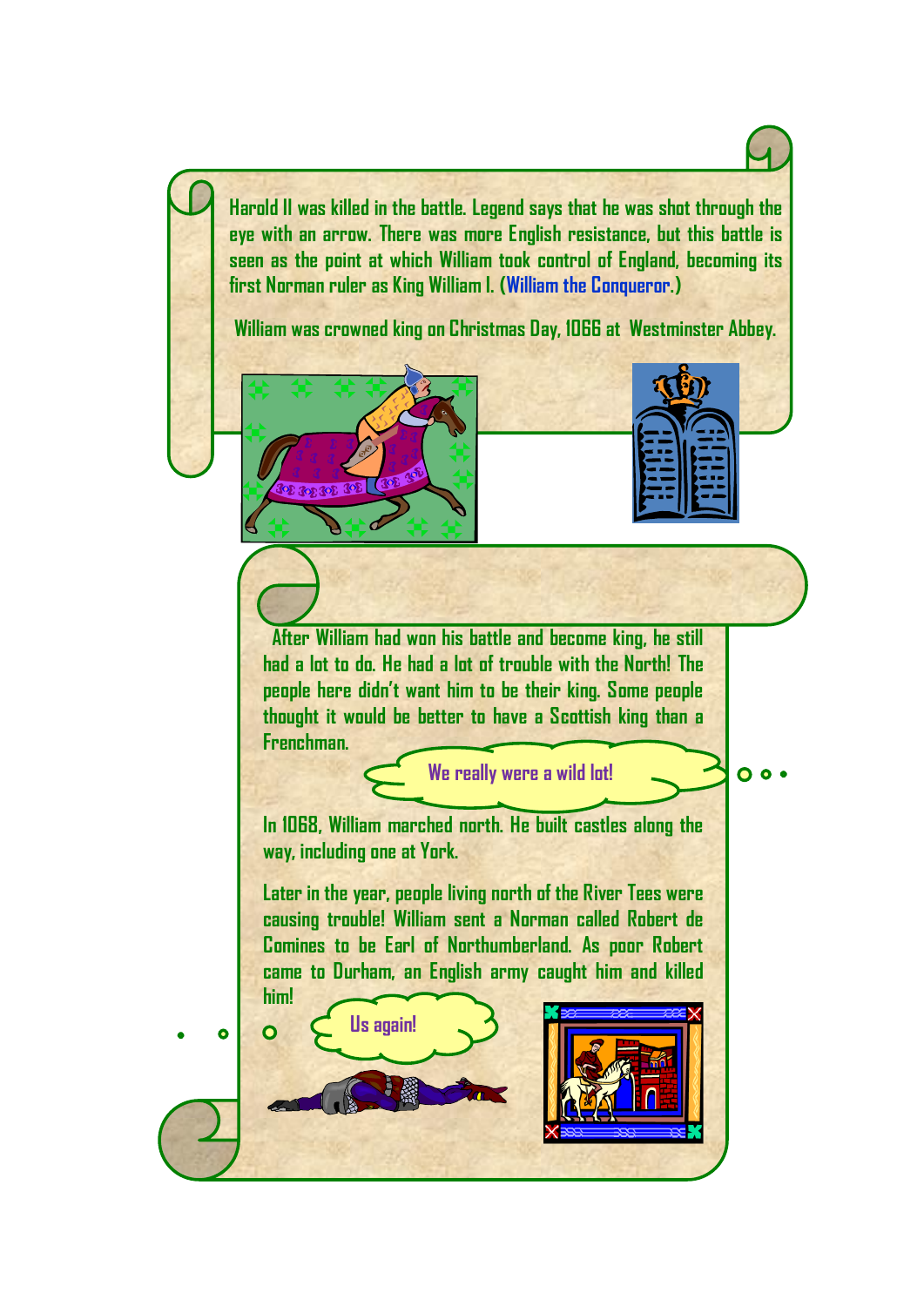Harold II was killed in the battle. Legend says that he was shot through the eye with an arrow. There was more English resistance, but this battle is seen as the point at which William took control of England, becoming its first Norman ruler as King William I. (William the Conqueror.)

William was crowned king on Christmas Day, 1066 at Westminster Abbey.

After William had won his battle and become king, he still had a lot to do. He had a lot of trouble with the North! The people here didn't want him to be their king. Some people thought it would be better to have a Scottish king than a Frenchman.

We really were a wild lot!

In 1068, William marched north. He built castles along the way, including one at York.

Later in the year, people living north of the River Tees were causing trouble! William sent a Norman called Robert de Comines to be Earl of Northumberland. As poor Robert came to Durham, an English army caught him and killed him!

Us again!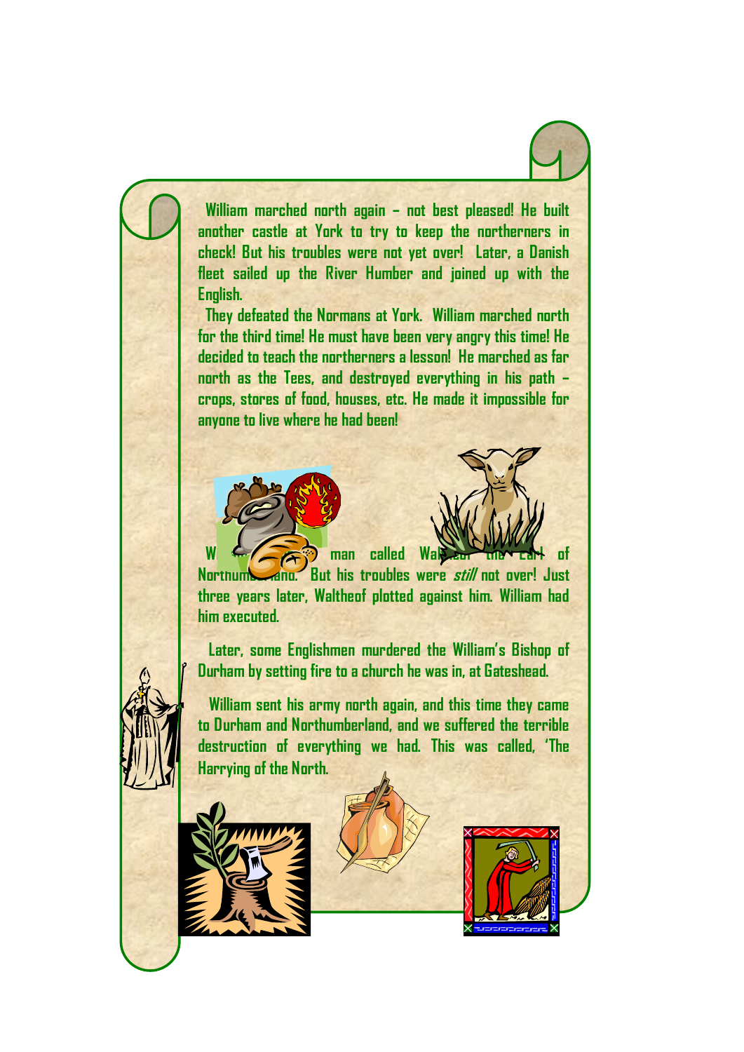William marched north again – not best pleased! He built another castle at York to try to keep the northerners in check! But his troubles were not yet over! Later, a Danish fleet sailed up the River Humber and joined up with the English.

They defeated the Normans at York. William marched north for the third time! He must have been very angry this time! He decided to teach the northerners a lesson! He marched as far north as the Tees, and destroyed everything in his path – crops, stores of food, houses, etc. He made it impossible for anyone to live where he had been!

W... man called Waltheof the Earl of Northumberland. But his troubles were *still* not over! Just three years later, Waltheof plotted against him. William had him executed.

Later, some Englishmen murdered the William's Bishop of Durham by setting fire to a church he was in, at Gateshead.

William sent his army north again, and this time they came to Durham and Northumberland, and we suffered the terrible destruction of everything we had. This was called, 'The Harrying of the North.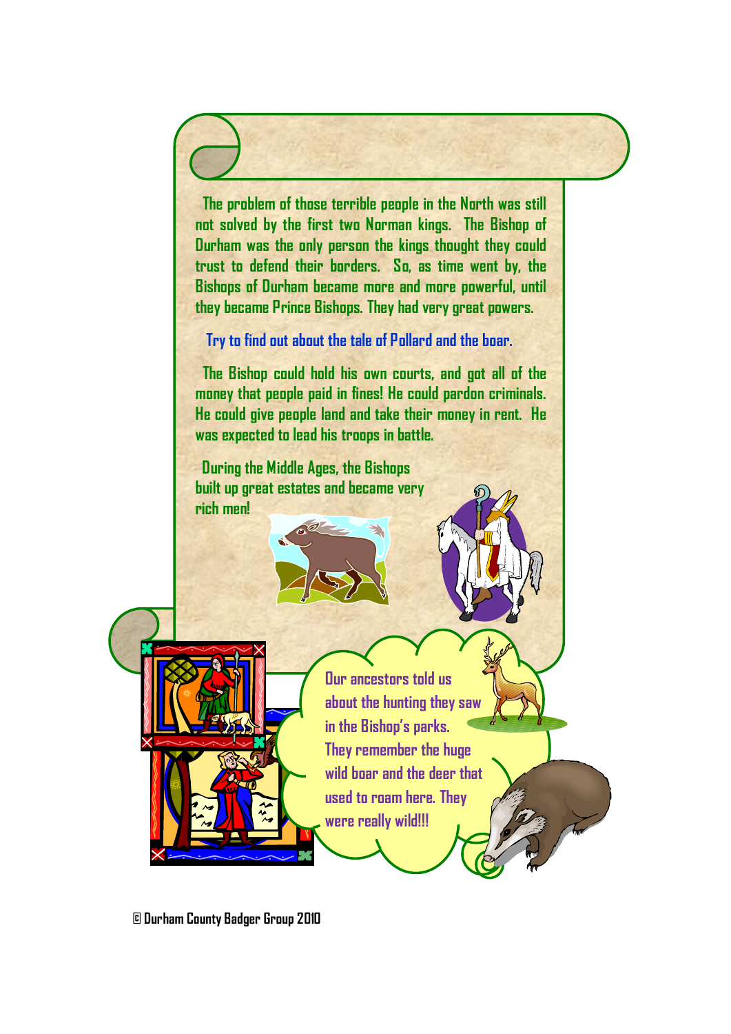The problem of those terrible people in the North was still not solved by the first two Norman kings. The Bishop of Durham was the only person the kings thought they could trust to defend their borders. So, as time went by, the Bishops of Durham became more and more powerful, until they became Prince Bishops. They had very great powers.

Try to find out about the tale of Pollard and the boar.

The Bishop could hold his own courts, and got all of the money that people paid in fines! He could pardon criminals. He could give people land and take their money in rent. He was expected to lead his troops in battle.

During the Middle Ages, the Bishops built up great estates and became very rich men!

Our ancestors told us about the hunting they saw in the Bishop's parks. They remember the huge wild boar and the deer that used to roam here. They were really wild!!!

© Durham County Badger Group 2010